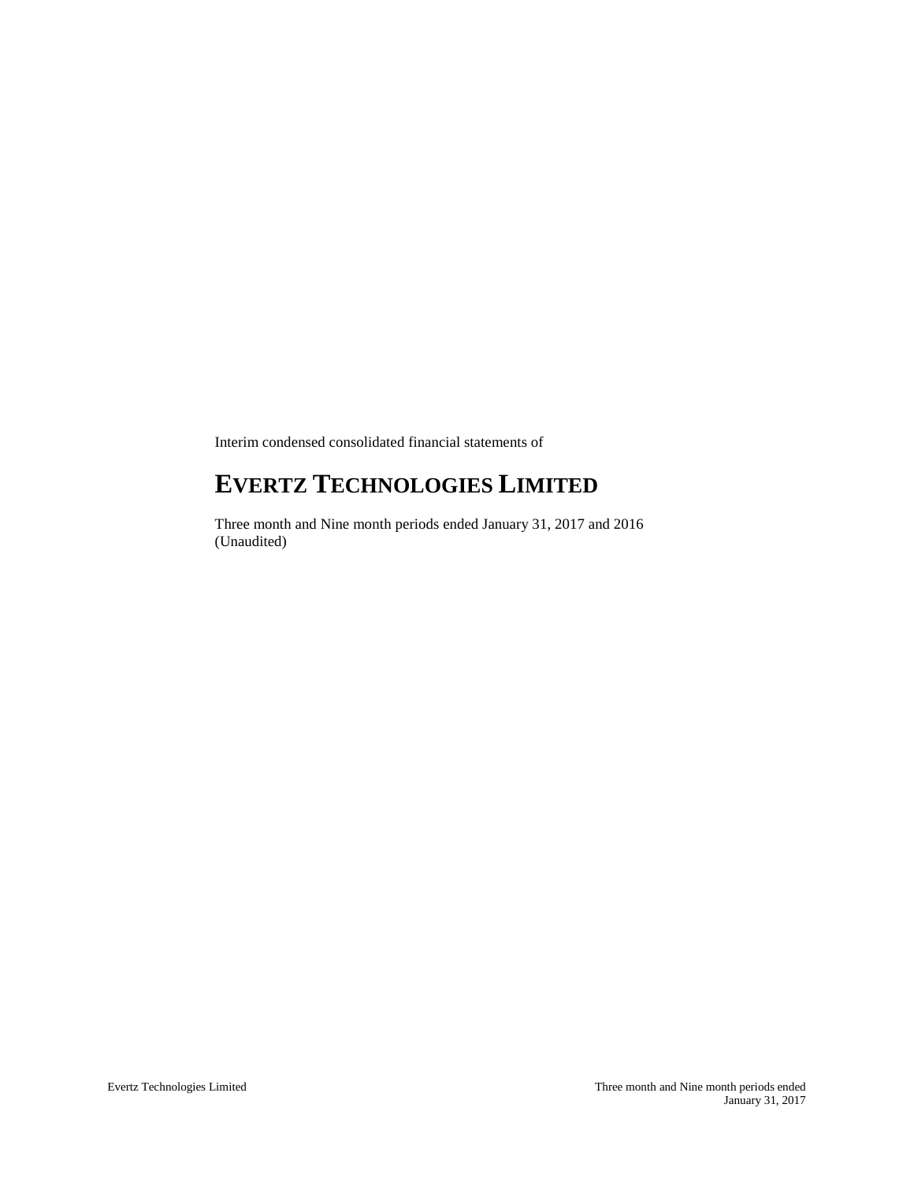Interim condensed consolidated financial statements of

# EVERTZ TECHNOLOGIES LIMITED

Three month and Nine month periods ended January 31, 2017 and 2016
(Unaudited)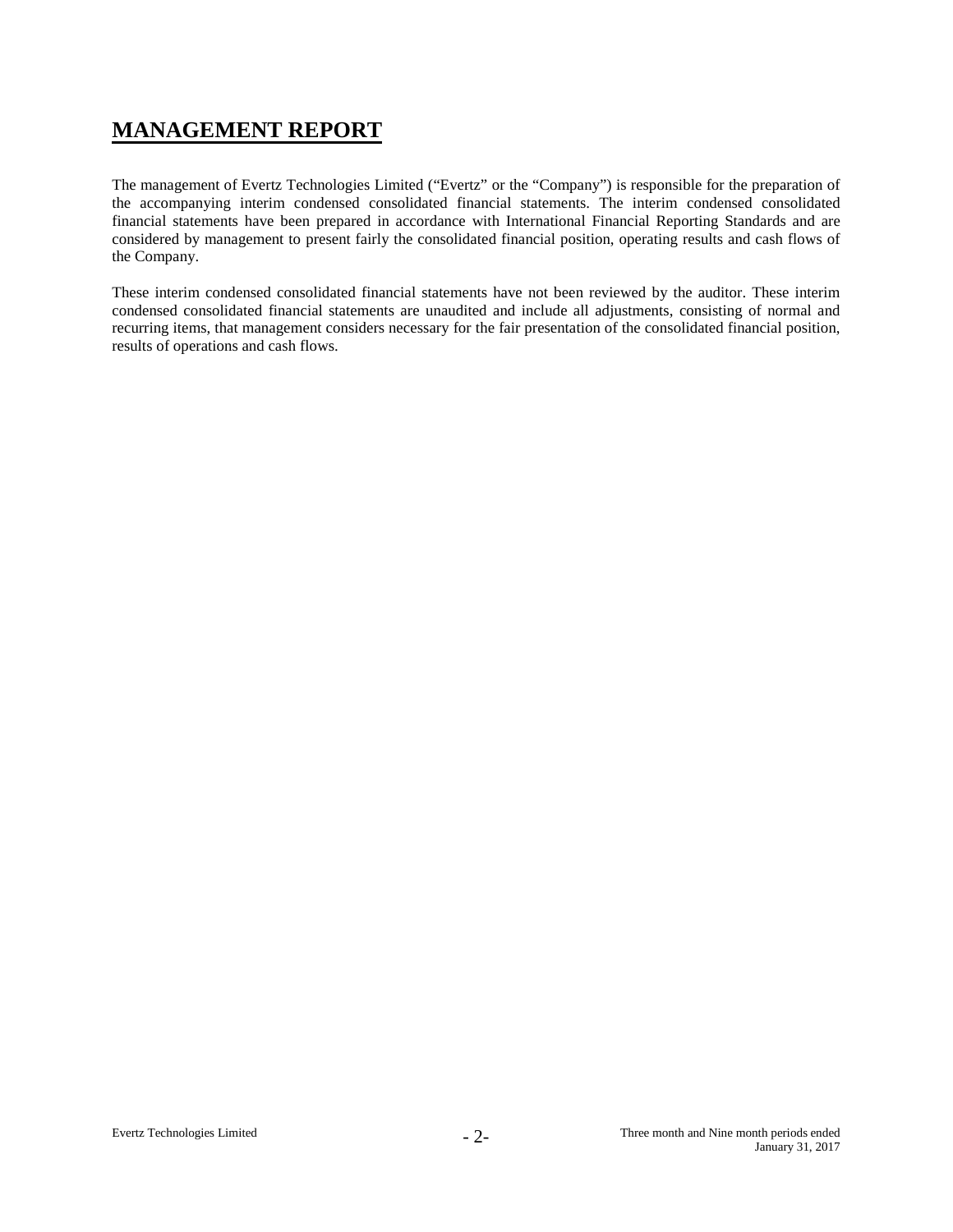# MANAGEMENT REPORT

The management of Evertz Technologies Limited ("Evertz" or the "Company") is responsible for the preparation of the accompanying interim condensed consolidated financial statements. The interim condensed consolidated financial statements have been prepared in accordance with International Financial Reporting Standards and are considered by management to present fairly the consolidated financial position, operating results and cash flows of the Company.

These interim condensed consolidated financial statements have not been reviewed by the auditor. These interim condensed consolidated financial statements are unaudited and include all adjustments, consisting of normal and recurring items, that management considers necessary for the fair presentation of the consolidated financial position, results of operations and cash flows.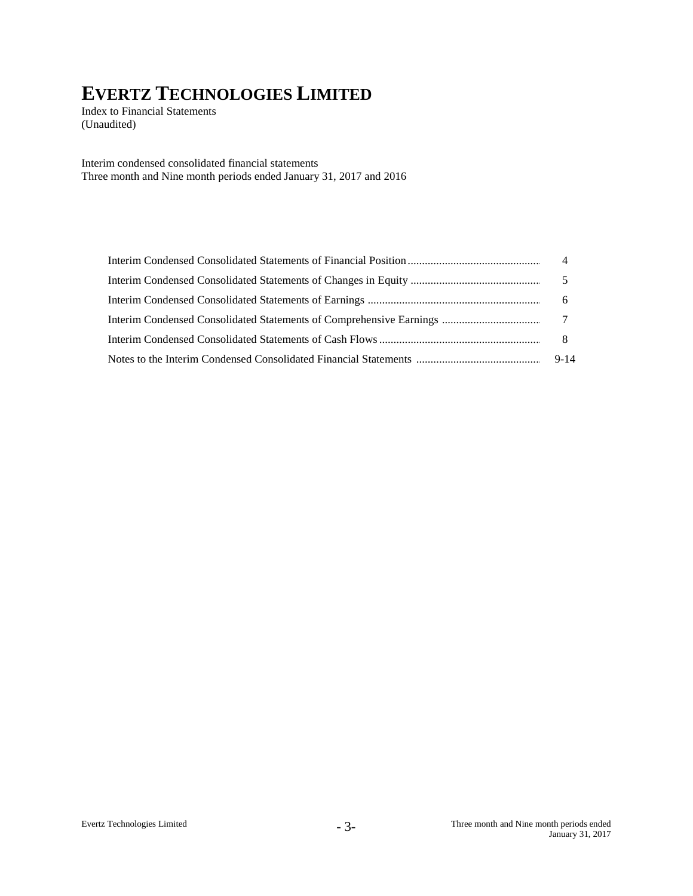# EVERTZ TECHNOLOGIES LIMITED

Index to Financial Statements
(Unaudited)

Interim condensed consolidated financial statements
Three month and Nine month periods ended January 31, 2017 and 2016

| | |
|---|---|
| Interim Condensed Consolidated Statements of Financial Position | 4 |
| Interim Condensed Consolidated Statements of Changes in Equity | 5 |
| Interim Condensed Consolidated Statements of Earnings | 6 |
| Interim Condensed Consolidated Statements of Comprehensive Earnings | 7 |
| Interim Condensed Consolidated Statements of Cash Flows | 8 |
| Notes to the Interim Condensed Consolidated Financial Statements | 9-14 |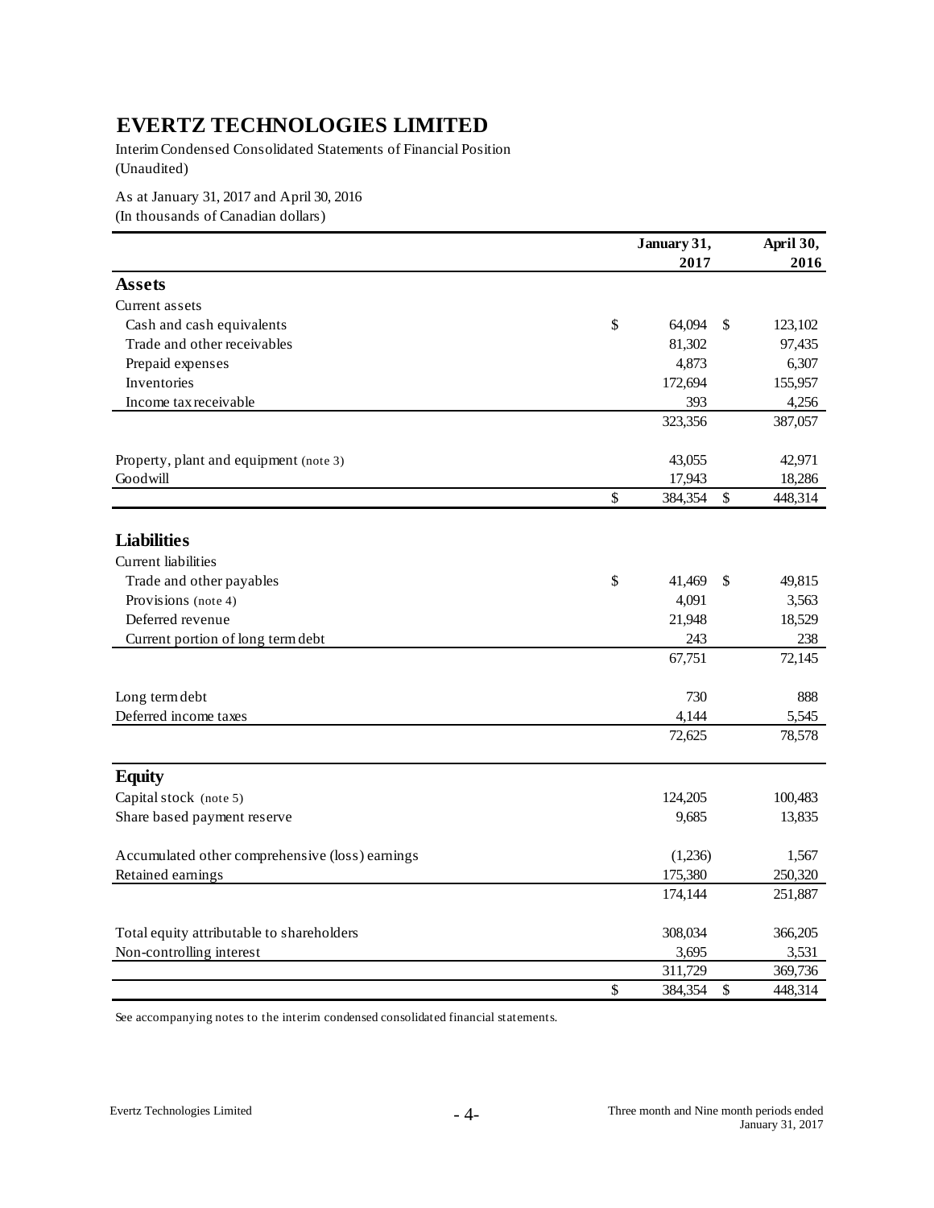# EVERTZ TECHNOLOGIES LIMITED

Interim Condensed Consolidated Statements of Financial Position
(Unaudited)

As at January 31, 2017 and April 30, 2016
(In thousands of Canadian dollars)

| | January 31, 2017 | April 30, 2016 |
|---|---|---|
| **Assets** | | |
| Current assets | | |
| Cash and cash equivalents | $ 64,094 | $ 123,102 |
| Trade and other receivables | 81,302 | 97,435 |
| Prepaid expenses | 4,873 | 6,307 |
| Inventories | 172,694 | 155,957 |
| Income tax receivable | 393 | 4,256 |
| | 323,356 | 387,057 |
| Property, plant and equipment (note 3) | 43,055 | 42,971 |
| Goodwill | 17,943 | 18,286 |
| | $ 384,354 | $ 448,314 |
| **Liabilities** | | |
| Current liabilities | | |
| Trade and other payables | $ 41,469 | $ 49,815 |
| Provisions (note 4) | 4,091 | 3,563 |
| Deferred revenue | 21,948 | 18,529 |
| Current portion of long term debt | 243 | 238 |
| | 67,751 | 72,145 |
| Long term debt | 730 | 888 |
| Deferred income taxes | 4,144 | 5,545 |
| | 72,625 | 78,578 |
| **Equity** | | |
| Capital stock (note 5) | 124,205 | 100,483 |
| Share based payment reserve | 9,685 | 13,835 |
| Accumulated other comprehensive (loss) earnings | (1,236) | 1,567 |
| Retained earnings | 175,380 | 250,320 |
| | 174,144 | 251,887 |
| Total equity attributable to shareholders | 308,034 | 366,205 |
| Non-controlling interest | 3,695 | 3,531 |
| | 311,729 | 369,736 |
| | $ 384,354 | $ 448,314 |

See accompanying notes to the interim condensed consolidated financial statements.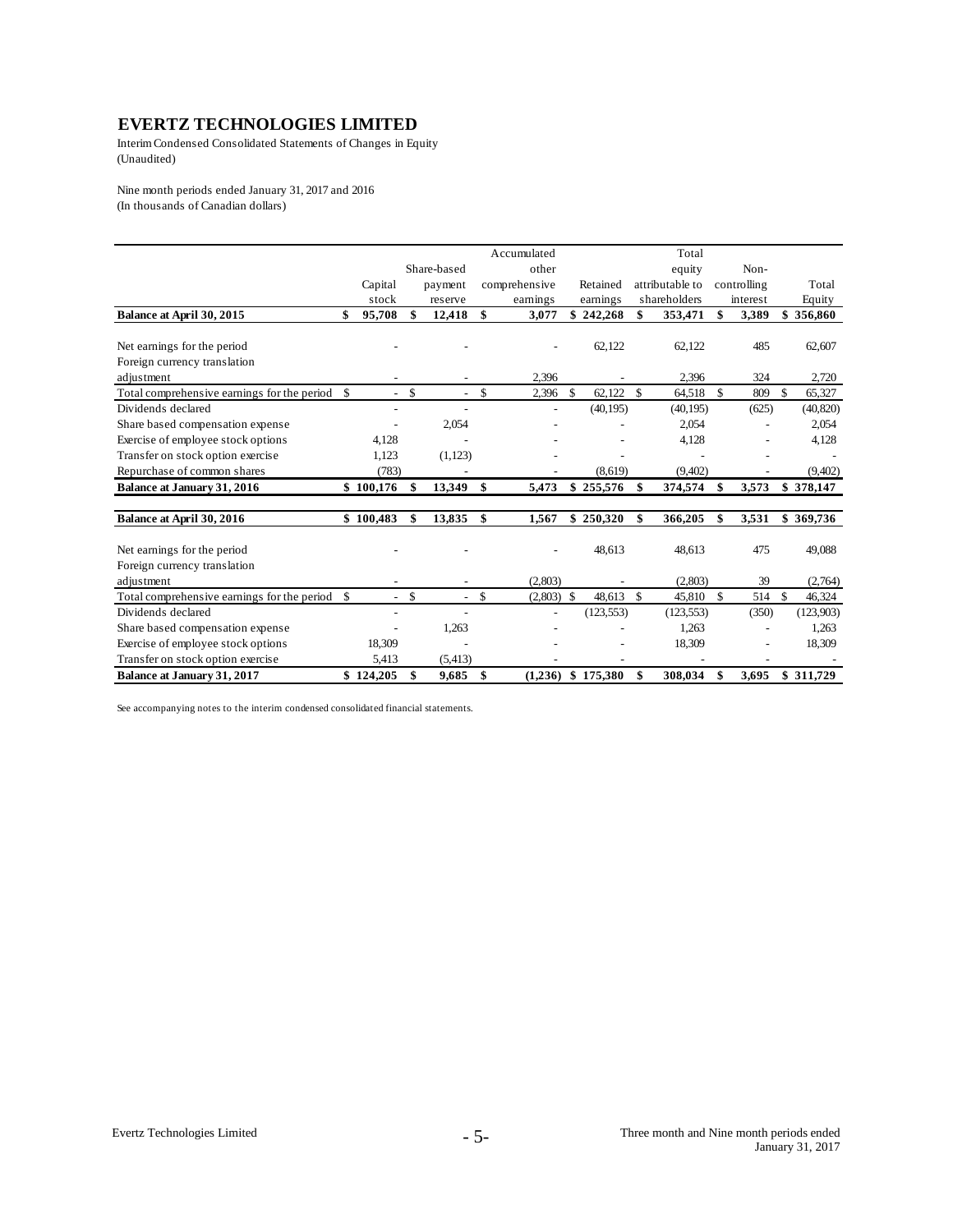# EVERTZ TECHNOLOGIES LIMITED

Interim Condensed Consolidated Statements of Changes in Equity
(Unaudited)

Nine month periods ended January 31, 2017 and 2016
(In thousands of Canadian dollars)

| | Capital stock | Share-based payment reserve | Accumulated other comprehensive earnings | Retained earnings | Total equity attributable to shareholders | Non-controlling interest | Total Equity |
|---|---|---|---|---|---|---|---|
| **Balance at April 30, 2015** | **$ 95,708** | **$ 12,418** | **$ 3,077** | **$ 242,268** | **$ 353,471** | **$ 3,389** | **$ 356,860** |
| Net earnings for the period | - | - | - | 62,122 | 62,122 | 485 | 62,607 |
| Foreign currency translation adjustment | - | - | 2,396 | - | 2,396 | 324 | 2,720 |
| Total comprehensive earnings for the period | $ - | $ - | $ 2,396 | $ 62,122 | $ 64,518 | $ 809 | $ 65,327 |
| Dividends declared | - | - | - | (40,195) | (40,195) | (625) | (40,820) |
| Share based compensation expense | - | 2,054 | - | - | 2,054 | - | 2,054 |
| Exercise of employee stock options | 4,128 | - | - | - | 4,128 | - | 4,128 |
| Transfer on stock option exercise | 1,123 | (1,123) | - | - | - | - | - |
| Repurchase of common shares | (783) | - | - | (8,619) | (9,402) | - | (9,402) |
| **Balance at January 31, 2016** | **$ 100,176** | **$ 13,349** | **$ 5,473** | **$ 255,576** | **$ 374,574** | **$ 3,573** | **$ 378,147** |
| | | | | | | | |
| **Balance at April 30, 2016** | **$ 100,483** | **$ 13,835** | **$ 1,567** | **$ 250,320** | **$ 366,205** | **$ 3,531** | **$ 369,736** |
| Net earnings for the period | - | - | - | 48,613 | 48,613 | 475 | 49,088 |
| Foreign currency translation adjustment | - | - | (2,803) | - | (2,803) | 39 | (2,764) |
| Total comprehensive earnings for the period | $ - | $ - | $ (2,803) | $ 48,613 | $ 45,810 | $ 514 | $ 46,324 |
| Dividends declared | - | - | - | (123,553) | (123,553) | (350) | (123,903) |
| Share based compensation expense | - | 1,263 | - | - | 1,263 | - | 1,263 |
| Exercise of employee stock options | 18,309 | - | - | - | 18,309 | - | 18,309 |
| Transfer on stock option exercise | 5,413 | (5,413) | - | - | - | - | - |
| **Balance at January 31, 2017** | **$ 124,205** | **$ 9,685** | **$ (1,236)** | **$ 175,380** | **$ 308,034** | **$ 3,695** | **$ 311,729** |

See accompanying notes to the interim condensed consolidated financial statements.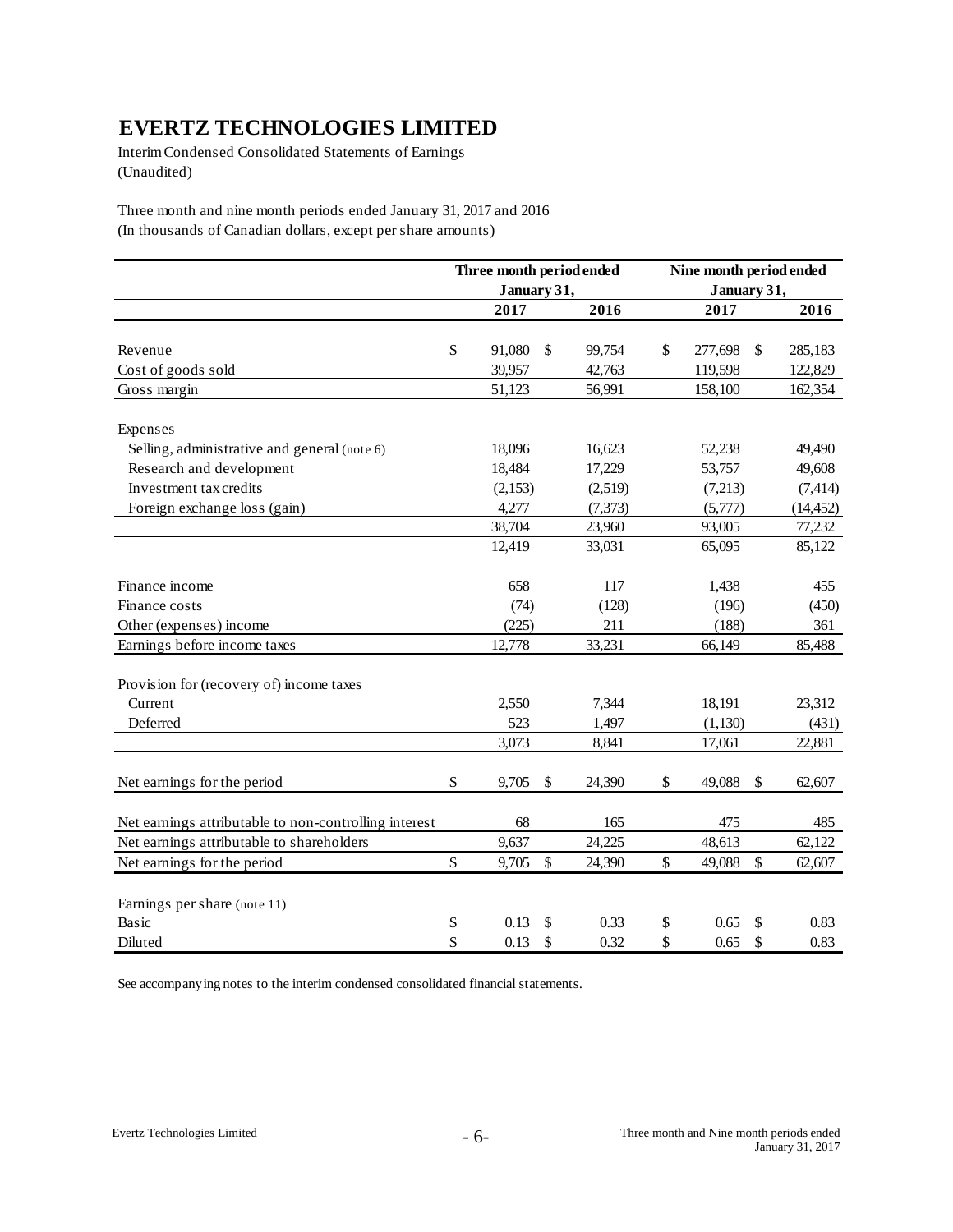# EVERTZ TECHNOLOGIES LIMITED

Interim Condensed Consolidated Statements of Earnings
(Unaudited)

Three month and nine month periods ended January 31, 2017 and 2016
(In thousands of Canadian dollars, except per share amounts)

| | Three month period ended January 31, | | Nine month period ended January 31, | |
|---|---|---|---|---|
| | 2017 | 2016 | 2017 | 2016 |
| Revenue | $ 91,080 | $ 99,754 | $ 277,698 | $ 285,183 |
| Cost of goods sold | 39,957 | 42,763 | 119,598 | 122,829 |
| Gross margin | 51,123 | 56,991 | 158,100 | 162,354 |
| Expenses | | | | |
| Selling, administrative and general (note 6) | 18,096 | 16,623 | 52,238 | 49,490 |
| Research and development | 18,484 | 17,229 | 53,757 | 49,608 |
| Investment tax credits | (2,153) | (2,519) | (7,213) | (7,414) |
| Foreign exchange loss (gain) | 4,277 | (7,373) | (5,777) | (14,452) |
| | 38,704 | 23,960 | 93,005 | 77,232 |
| | 12,419 | 33,031 | 65,095 | 85,122 |
| Finance income | 658 | 117 | 1,438 | 455 |
| Finance costs | (74) | (128) | (196) | (450) |
| Other (expenses) income | (225) | 211 | (188) | 361 |
| Earnings before income taxes | 12,778 | 33,231 | 66,149 | 85,488 |
| Provision for (recovery of) income taxes | | | | |
| Current | 2,550 | 7,344 | 18,191 | 23,312 |
| Deferred | 523 | 1,497 | (1,130) | (431) |
| | 3,073 | 8,841 | 17,061 | 22,881 |
| Net earnings for the period | $ 9,705 | $ 24,390 | $ 49,088 | $ 62,607 |
| Net earnings attributable to non-controlling interest | 68 | 165 | 475 | 485 |
| Net earnings attributable to shareholders | 9,637 | 24,225 | 48,613 | 62,122 |
| Net earnings for the period | $ 9,705 | $ 24,390 | $ 49,088 | $ 62,607 |
| Earnings per share (note 11) | | | | |
| Basic | $ 0.13 | $ 0.33 | $ 0.65 | $ 0.83 |
| Diluted | $ 0.13 | $ 0.32 | $ 0.65 | $ 0.83 |

See accompanying notes to the interim condensed consolidated financial statements.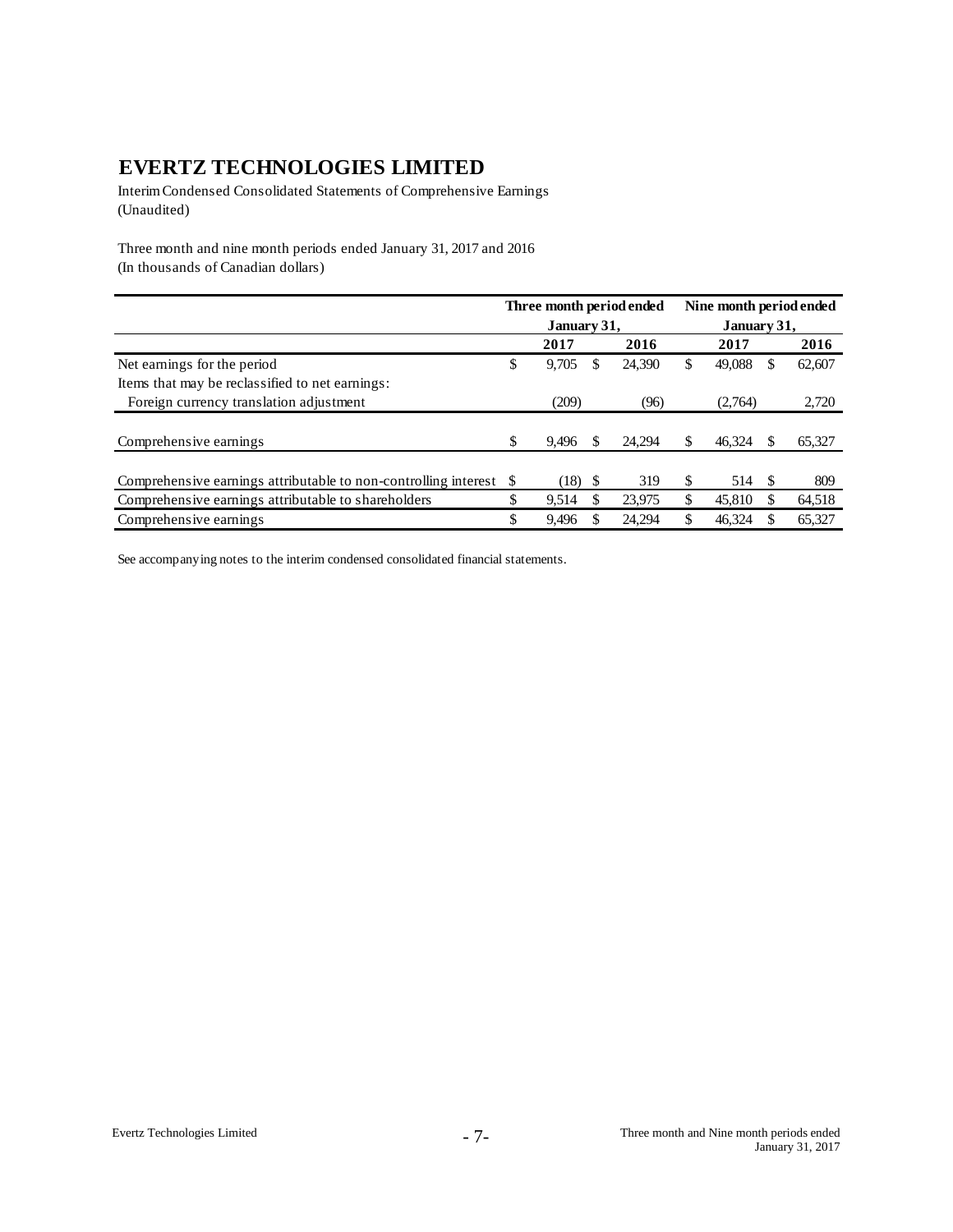# EVERTZ TECHNOLOGIES LIMITED

Interim Condensed Consolidated Statements of Comprehensive Earnings
(Unaudited)

Three month and nine month periods ended January 31, 2017 and 2016
(In thousands of Canadian dollars)

| | Three month period ended January 31, | | Nine month period ended January 31, | |
|---|---|---|---|---|
| | **2017** | **2016** | **2017** | **2016** |
| Net earnings for the period | $ 9,705 | $ 24,390 | $ 49,088 | $ 62,607 |
| Items that may be reclassified to net earnings: | | | | |
| Foreign currency translation adjustment | (209) | (96) | (2,764) | 2,720 |
| Comprehensive earnings | $ 9,496 | $ 24,294 | $ 46,324 | $ 65,327 |
| Comprehensive earnings attributable to non-controlling interest | $ (18) | $ 319 | $ 514 | $ 809 |
| Comprehensive earnings attributable to shareholders | $ 9,514 | $ 23,975 | $ 45,810 | $ 64,518 |
| Comprehensive earnings | $ 9,496 | $ 24,294 | $ 46,324 | $ 65,327 |

See accompanying notes to the interim condensed consolidated financial statements.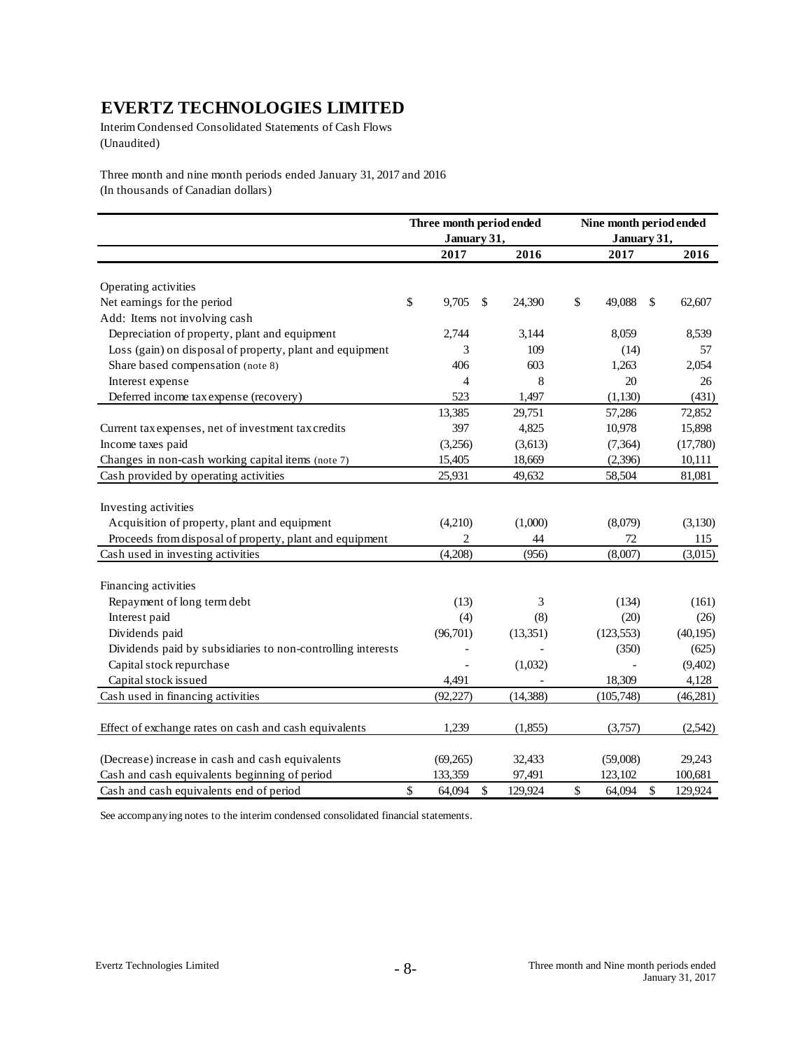# EVERTZ TECHNOLOGIES LIMITED

Interim Condensed Consolidated Statements of Cash Flows
(Unaudited)

Three month and nine month periods ended January 31, 2017 and 2016
(In thousands of Canadian dollars)

| | Three month period ended January 31, | | Nine month period ended January 31, | |
|---|---|---|---|---|
| | **2017** | **2016** | **2017** | **2016** |
| Operating activities | | | | |
| Net earnings for the period | $ 9,705 | $ 24,390 | $ 49,088 | $ 62,607 |
| Add: Items not involving cash | | | | |
| Depreciation of property, plant and equipment | 2,744 | 3,144 | 8,059 | 8,539 |
| Loss (gain) on disposal of property, plant and equipment | 3 | 109 | (14) | 57 |
| Share based compensation (note 8) | 406 | 603 | 1,263 | 2,054 |
| Interest expense | 4 | 8 | 20 | 26 |
| Deferred income tax expense (recovery) | 523 | 1,497 | (1,130) | (431) |
| | 13,385 | 29,751 | 57,286 | 72,852 |
| Current tax expenses, net of investment tax credits | 397 | 4,825 | 10,978 | 15,898 |
| Income taxes paid | (3,256) | (3,613) | (7,364) | (17,780) |
| Changes in non-cash working capital items (note 7) | 15,405 | 18,669 | (2,396) | 10,111 |
| Cash provided by operating activities | 25,931 | 49,632 | 58,504 | 81,081 |
| Investing activities | | | | |
| Acquisition of property, plant and equipment | (4,210) | (1,000) | (8,079) | (3,130) |
| Proceeds from disposal of property, plant and equipment | 2 | 44 | 72 | 115 |
| Cash used in investing activities | (4,208) | (956) | (8,007) | (3,015) |
| Financing activities | | | | |
| Repayment of long term debt | (13) | 3 | (134) | (161) |
| Interest paid | (4) | (8) | (20) | (26) |
| Dividends paid | (96,701) | (13,351) | (123,553) | (40,195) |
| Dividends paid by subsidiaries to non-controlling interests | - | - | (350) | (625) |
| Capital stock repurchase | - | (1,032) | - | (9,402) |
| Capital stock issued | 4,491 | - | 18,309 | 4,128 |
| Cash used in financing activities | (92,227) | (14,388) | (105,748) | (46,281) |
| Effect of exchange rates on cash and cash equivalents | 1,239 | (1,855) | (3,757) | (2,542) |
| (Decrease) increase in cash and cash equivalents | (69,265) | 32,433 | (59,008) | 29,243 |
| Cash and cash equivalents beginning of period | 133,359 | 97,491 | 123,102 | 100,681 |
| Cash and cash equivalents end of period | $ 64,094 | $ 129,924 | $ 64,094 | $ 129,924 |

See accompanying notes to the interim condensed consolidated financial statements.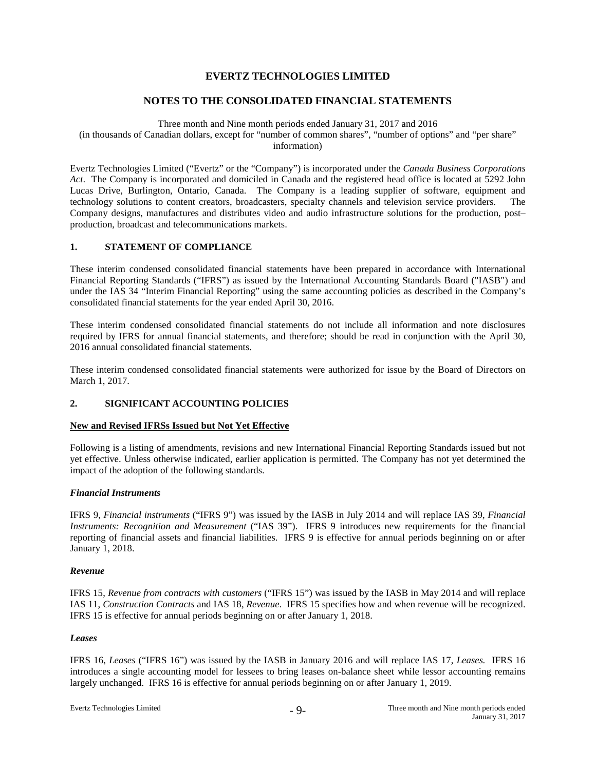# EVERTZ TECHNOLOGIES LIMITED

## NOTES TO THE CONSOLIDATED FINANCIAL STATEMENTS

Three month and Nine month periods ended January 31, 2017 and 2016
(in thousands of Canadian dollars, except for "number of common shares", "number of options" and "per share" information)

Evertz Technologies Limited ("Evertz" or the "Company") is incorporated under the *Canada Business Corporations Act*. The Company is incorporated and domiciled in Canada and the registered head office is located at 5292 John Lucas Drive, Burlington, Ontario, Canada. The Company is a leading supplier of software, equipment and technology solutions to content creators, broadcasters, specialty channels and television service providers. The Company designs, manufactures and distributes video and audio infrastructure solutions for the production, post–production, broadcast and telecommunications markets.

### 1. STATEMENT OF COMPLIANCE

These interim condensed consolidated financial statements have been prepared in accordance with International Financial Reporting Standards ("IFRS") as issued by the International Accounting Standards Board ("IASB") and under the IAS 34 "Interim Financial Reporting" using the same accounting policies as described in the Company's consolidated financial statements for the year ended April 30, 2016.

These interim condensed consolidated financial statements do not include all information and note disclosures required by IFRS for annual financial statements, and therefore; should be read in conjunction with the April 30, 2016 annual consolidated financial statements.

These interim condensed consolidated financial statements were authorized for issue by the Board of Directors on March 1, 2017.

### 2. SIGNIFICANT ACCOUNTING POLICIES

**New and Revised IFRSs Issued but Not Yet Effective**

Following is a listing of amendments, revisions and new International Financial Reporting Standards issued but not yet effective. Unless otherwise indicated, earlier application is permitted. The Company has not yet determined the impact of the adoption of the following standards.

***Financial Instruments***

IFRS 9, *Financial instruments* ("IFRS 9") was issued by the IASB in July 2014 and will replace IAS 39, *Financial Instruments: Recognition and Measurement* ("IAS 39"). IFRS 9 introduces new requirements for the financial reporting of financial assets and financial liabilities. IFRS 9 is effective for annual periods beginning on or after January 1, 2018.

***Revenue***

IFRS 15, *Revenue from contracts with customers* ("IFRS 15") was issued by the IASB in May 2014 and will replace IAS 11, *Construction Contracts* and IAS 18, *Revenue*. IFRS 15 specifies how and when revenue will be recognized. IFRS 15 is effective for annual periods beginning on or after January 1, 2018.

***Leases***

IFRS 16, *Leases* ("IFRS 16") was issued by the IASB in January 2016 and will replace IAS 17, *Leases.* IFRS 16 introduces a single accounting model for lessees to bring leases on-balance sheet while lessor accounting remains largely unchanged. IFRS 16 is effective for annual periods beginning on or after January 1, 2019.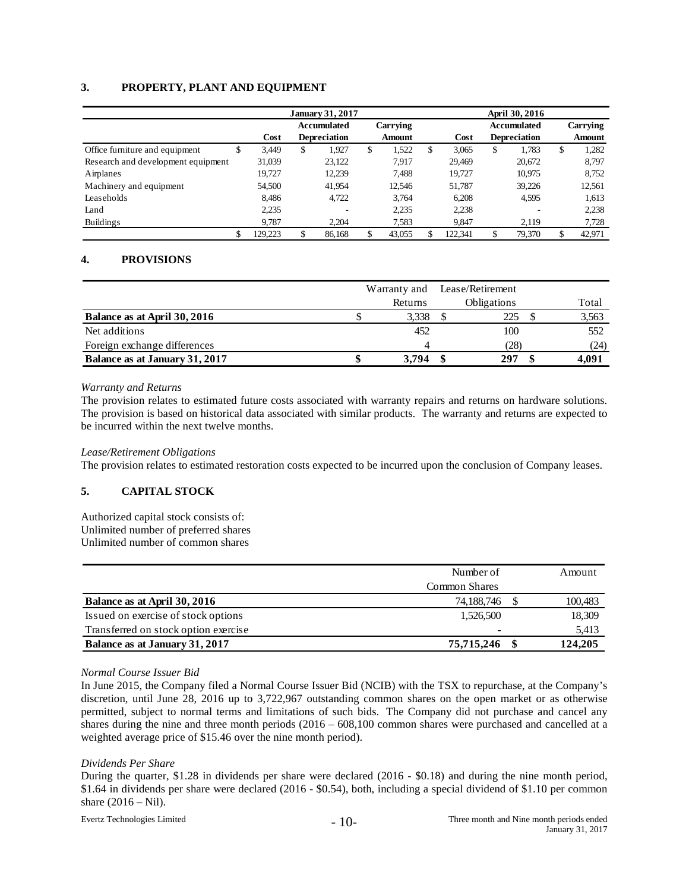## 3. PROPERTY, PLANT AND EQUIPMENT

| | January 31, 2017 | | | April 30, 2016 | | |
|---|---|---|---|---|---|---|
| | Cost | Accumulated Depreciation | Carrying Amount | Cost | Accumulated Depreciation | Carrying Amount |
| Office furniture and equipment | $ 3,449 | $ 1,927 | $ 1,522 | $ 3,065 | $ 1,783 | $ 1,282 |
| Research and development equipment | 31,039 | 23,122 | 7,917 | 29,469 | 20,672 | 8,797 |
| Airplanes | 19,727 | 12,239 | 7,488 | 19,727 | 10,975 | 8,752 |
| Machinery and equipment | 54,500 | 41,954 | 12,546 | 51,787 | 39,226 | 12,561 |
| Leaseholds | 8,486 | 4,722 | 3,764 | 6,208 | 4,595 | 1,613 |
| Land | 2,235 | - | 2,235 | 2,238 | - | 2,238 |
| Buildings | 9,787 | 2,204 | 7,583 | 9,847 | 2,119 | 7,728 |
| | $ 129,223 | $ 86,168 | $ 43,055 | $ 122,341 | $ 79,370 | $ 42,971 |

## 4. PROVISIONS

| | Warranty and Returns | Lease/Retirement Obligations | Total |
|---|---|---|---|
| **Balance as at April 30, 2016** | $ 3,338 | $ 225 | $ 3,563 |
| Net additions | 452 | 100 | 552 |
| Foreign exchange differences | 4 | (28) | (24) |
| **Balance as at January 31, 2017** | **$ 3,794** | **$ 297** | **$ 4,091** |

*Warranty and Returns*

The provision relates to estimated future costs associated with warranty repairs and returns on hardware solutions. The provision is based on historical data associated with similar products. The warranty and returns are expected to be incurred within the next twelve months.

*Lease/Retirement Obligations*

The provision relates to estimated restoration costs expected to be incurred upon the conclusion of Company leases.

## 5. CAPITAL STOCK

Authorized capital stock consists of:
Unlimited number of preferred shares
Unlimited number of common shares

| | Number of Common Shares | Amount |
|---|---|---|
| **Balance as at April 30, 2016** | 74,188,746 | $ 100,483 |
| Issued on exercise of stock options | 1,526,500 | 18,309 |
| Transferred on stock option exercise | - | 5,413 |
| **Balance as at January 31, 2017** | **75,715,246** | **$ 124,205** |

*Normal Course Issuer Bid*

In June 2015, the Company filed a Normal Course Issuer Bid (NCIB) with the TSX to repurchase, at the Company's discretion, until June 28, 2016 up to 3,722,967 outstanding common shares on the open market or as otherwise permitted, subject to normal terms and limitations of such bids. The Company did not purchase and cancel any shares during the nine and three month periods (2016 – 608,100 common shares were purchased and cancelled at a weighted average price of $15.46 over the nine month period).

*Dividends Per Share*

During the quarter, $1.28 in dividends per share were declared (2016 - $0.18) and during the nine month period, $1.64 in dividends per share were declared (2016 - $0.54), both, including a special dividend of $1.10 per common share (2016 – Nil).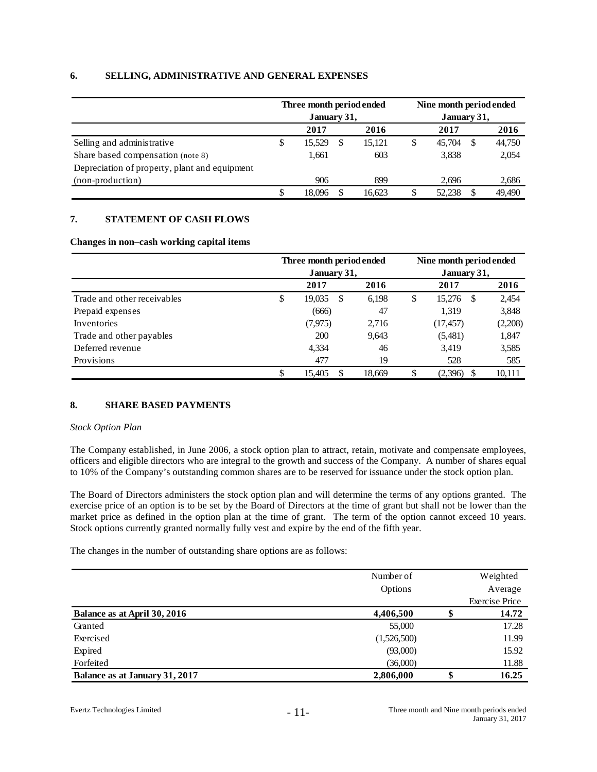## 6. SELLING, ADMINISTRATIVE AND GENERAL EXPENSES

| | Three month period ended January 31, | | Nine month period ended January 31, | |
|---|---|---|---|---|
| | 2017 | 2016 | 2017 | 2016 |
| Selling and administrative | $ 15,529 | $ 15,121 | $ 45,704 | $ 44,750 |
| Share based compensation (note 8) | 1,661 | 603 | 3,838 | 2,054 |
| Depreciation of property, plant and equipment (non-production) | 906 | 899 | 2,696 | 2,686 |
| | $ 18,096 | $ 16,623 | $ 52,238 | $ 49,490 |

## 7. STATEMENT OF CASH FLOWS

**Changes in non–cash working capital items**

| | Three month period ended January 31, | | Nine month period ended January 31, | |
|---|---|---|---|---|
| | 2017 | 2016 | 2017 | 2016 |
| Trade and other receivables | $ 19,035 | $ 6,198 | $ 15,276 | $ 2,454 |
| Prepaid expenses | (666) | 47 | 1,319 | 3,848 |
| Inventories | (7,975) | 2,716 | (17,457) | (2,208) |
| Trade and other payables | 200 | 9,643 | (5,481) | 1,847 |
| Deferred revenue | 4,334 | 46 | 3,419 | 3,585 |
| Provisions | 477 | 19 | 528 | 585 |
| | $ 15,405 | $ 18,669 | $ (2,396) | $ 10,111 |

## 8. SHARE BASED PAYMENTS

*Stock Option Plan*

The Company established, in June 2006, a stock option plan to attract, retain, motivate and compensate employees, officers and eligible directors who are integral to the growth and success of the Company. A number of shares equal to 10% of the Company's outstanding common shares are to be reserved for issuance under the stock option plan.

The Board of Directors administers the stock option plan and will determine the terms of any options granted. The exercise price of an option is to be set by the Board of Directors at the time of grant but shall not be lower than the market price as defined in the option plan at the time of grant. The term of the option cannot exceed 10 years. Stock options currently granted normally fully vest and expire by the end of the fifth year.

The changes in the number of outstanding share options are as follows:

| | Number of Options | Weighted Average Exercise Price |
|---|---|---|
| **Balance as at April 30, 2016** | **4,406,500** | **$ 14.72** |
| Granted | 55,000 | 17.28 |
| Exercised | (1,526,500) | 11.99 |
| Expired | (93,000) | 15.92 |
| Forfeited | (36,000) | 11.88 |
| **Balance as at January 31, 2017** | **2,806,000** | **$ 16.25** |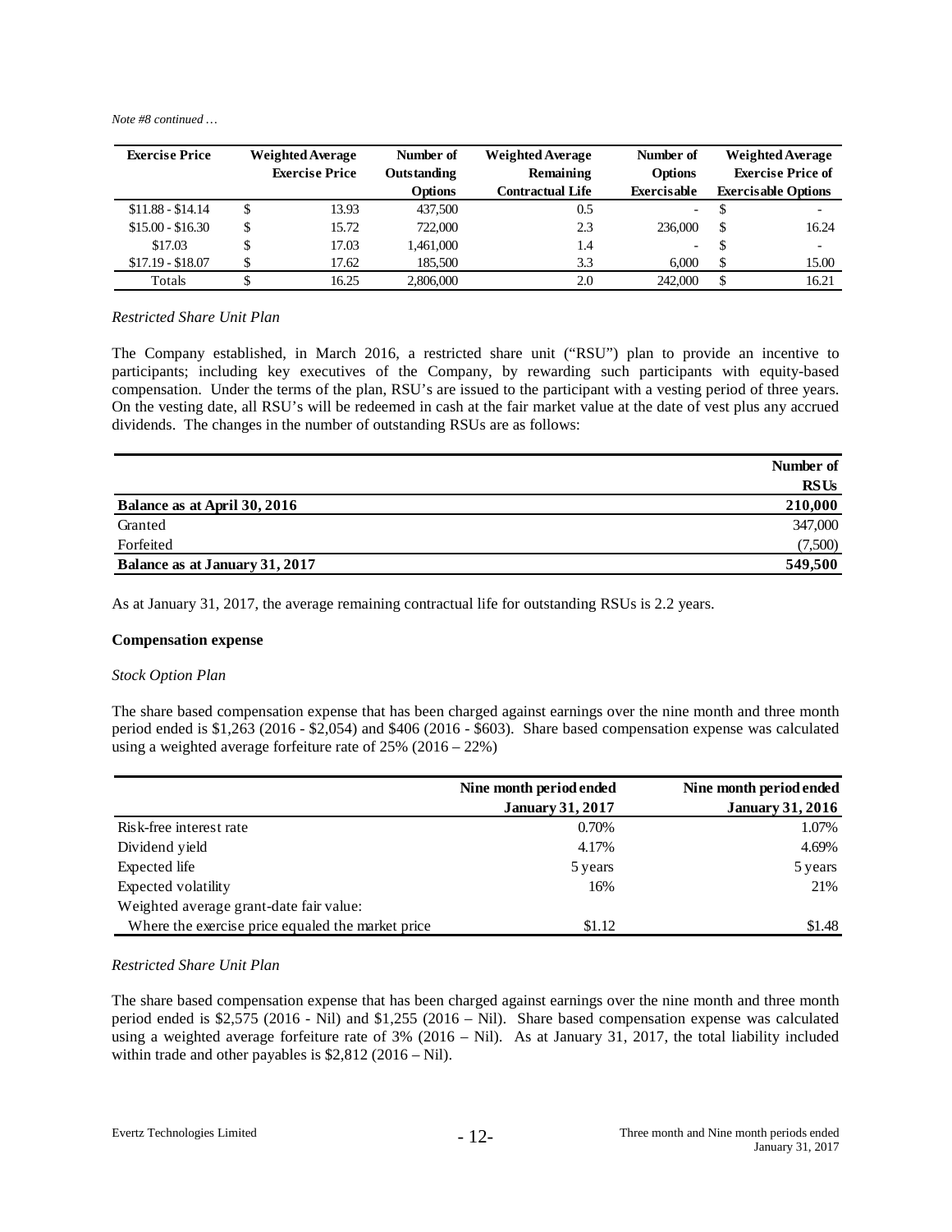*Note #8 continued …*

| Exercise Price | Weighted Average Exercise Price | Number of Outstanding Options | Weighted Average Remaining Contractual Life | Number of Options Exercisable | Weighted Average Exercise Price of Exercisable Options |
|---|---|---|---|---|---|
| $11.88 - $14.14 | $ 13.93 | 437,500 | 0.5 | - | $ - |
| $15.00 - $16.30 | $ 15.72 | 722,000 | 2.3 | 236,000 | $ 16.24 |
| $17.03 | $ 17.03 | 1,461,000 | 1.4 | - | $ - |
| $17.19 - $18.07 | $ 17.62 | 185,500 | 3.3 | 6,000 | $ 15.00 |
| Totals | $ 16.25 | 2,806,000 | 2.0 | 242,000 | $ 16.21 |

*Restricted Share Unit Plan*

The Company established, in March 2016, a restricted share unit ("RSU") plan to provide an incentive to participants; including key executives of the Company, by rewarding such participants with equity-based compensation. Under the terms of the plan, RSU's are issued to the participant with a vesting period of three years. On the vesting date, all RSU's will be redeemed in cash at the fair market value at the date of vest plus any accrued dividends. The changes in the number of outstanding RSUs are as follows:

| | Number of RSUs |
|---|---|
| **Balance as at April 30, 2016** | **210,000** |
| Granted | 347,000 |
| Forfeited | (7,500) |
| **Balance as at January 31, 2017** | **549,500** |

As at January 31, 2017, the average remaining contractual life for outstanding RSUs is 2.2 years.

**Compensation expense**

*Stock Option Plan*

The share based compensation expense that has been charged against earnings over the nine month and three month period ended is $1,263 (2016 - $2,054) and $406 (2016 - $603). Share based compensation expense was calculated using a weighted average forfeiture rate of 25% (2016 – 22%)

| | Nine month period ended January 31, 2017 | Nine month period ended January 31, 2016 |
|---|---|---|
| Risk-free interest rate | 0.70% | 1.07% |
| Dividend yield | 4.17% | 4.69% |
| Expected life | 5 years | 5 years |
| Expected volatility | 16% | 21% |
| Weighted average grant-date fair value: | | |
| Where the exercise price equaled the market price | $1.12 | $1.48 |

*Restricted Share Unit Plan*

The share based compensation expense that has been charged against earnings over the nine month and three month period ended is $2,575 (2016 - Nil) and $1,255 (2016 – Nil). Share based compensation expense was calculated using a weighted average forfeiture rate of 3% (2016 – Nil). As at January 31, 2017, the total liability included within trade and other payables is $2,812 (2016 – Nil).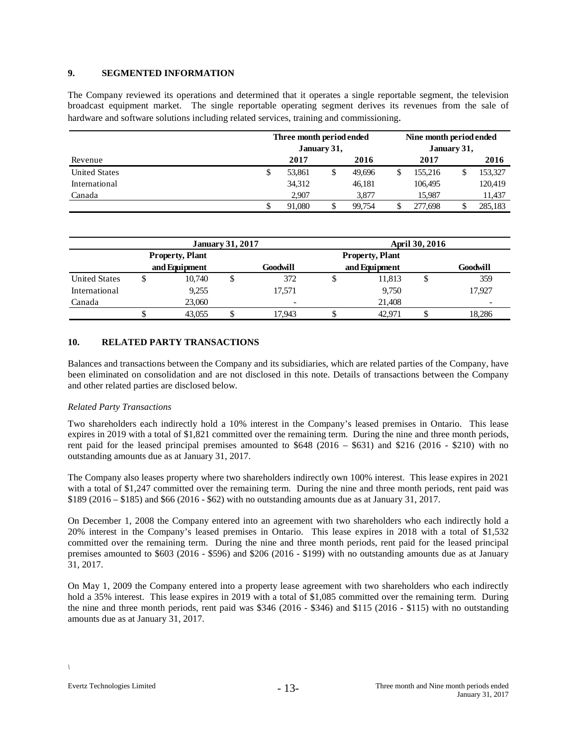## 9. SEGMENTED INFORMATION

The Company reviewed its operations and determined that it operates a single reportable segment, the television broadcast equipment market. The single reportable operating segment derives its revenues from the sale of hardware and software solutions including related services, training and commissioning.

| | Three month period ended January 31, | | Nine month period ended January 31, | |
|---|---|---|---|---|
| Revenue | 2017 | 2016 | 2017 | 2016 |
| United States | $ 53,861 | $ 49,696 | $ 155,216 | $ 153,327 |
| International | 34,312 | 46,181 | 106,495 | 120,419 |
| Canada | 2,907 | 3,877 | 15,987 | 11,437 |
| | $ 91,080 | $ 99,754 | $ 277,698 | $ 285,183 |

| | January 31, 2017 | | April 30, 2016 | |
|---|---|---|---|---|
| | Property, Plant and Equipment | Goodwill | Property, Plant and Equipment | Goodwill |
| United States | $ 10,740 | $ 372 | $ 11,813 | $ 359 |
| International | 9,255 | 17,571 | 9,750 | 17,927 |
| Canada | 23,060 | - | 21,408 | - |
| | $ 43,055 | $ 17,943 | $ 42,971 | $ 18,286 |

## 10. RELATED PARTY TRANSACTIONS

Balances and transactions between the Company and its subsidiaries, which are related parties of the Company, have been eliminated on consolidation and are not disclosed in this note. Details of transactions between the Company and other related parties are disclosed below.

*Related Party Transactions*

Two shareholders each indirectly hold a 10% interest in the Company's leased premises in Ontario. This lease expires in 2019 with a total of $1,821 committed over the remaining term. During the nine and three month periods, rent paid for the leased principal premises amounted to $648 (2016 – $631) and $216 (2016 - $210) with no outstanding amounts due as at January 31, 2017.

The Company also leases property where two shareholders indirectly own 100% interest. This lease expires in 2021 with a total of $1,247 committed over the remaining term. During the nine and three month periods, rent paid was $189 (2016 – $185) and $66 (2016 - $62) with no outstanding amounts due as at January 31, 2017.

On December 1, 2008 the Company entered into an agreement with two shareholders who each indirectly hold a 20% interest in the Company's leased premises in Ontario. This lease expires in 2018 with a total of $1,532 committed over the remaining term. During the nine and three month periods, rent paid for the leased principal premises amounted to $603 (2016 - $596) and $206 (2016 - $199) with no outstanding amounts due as at January 31, 2017.

On May 1, 2009 the Company entered into a property lease agreement with two shareholders who each indirectly hold a 35% interest. This lease expires in 2019 with a total of $1,085 committed over the remaining term. During the nine and three month periods, rent paid was $346 (2016 - $346) and $115 (2016 - $115) with no outstanding amounts due as at January 31, 2017.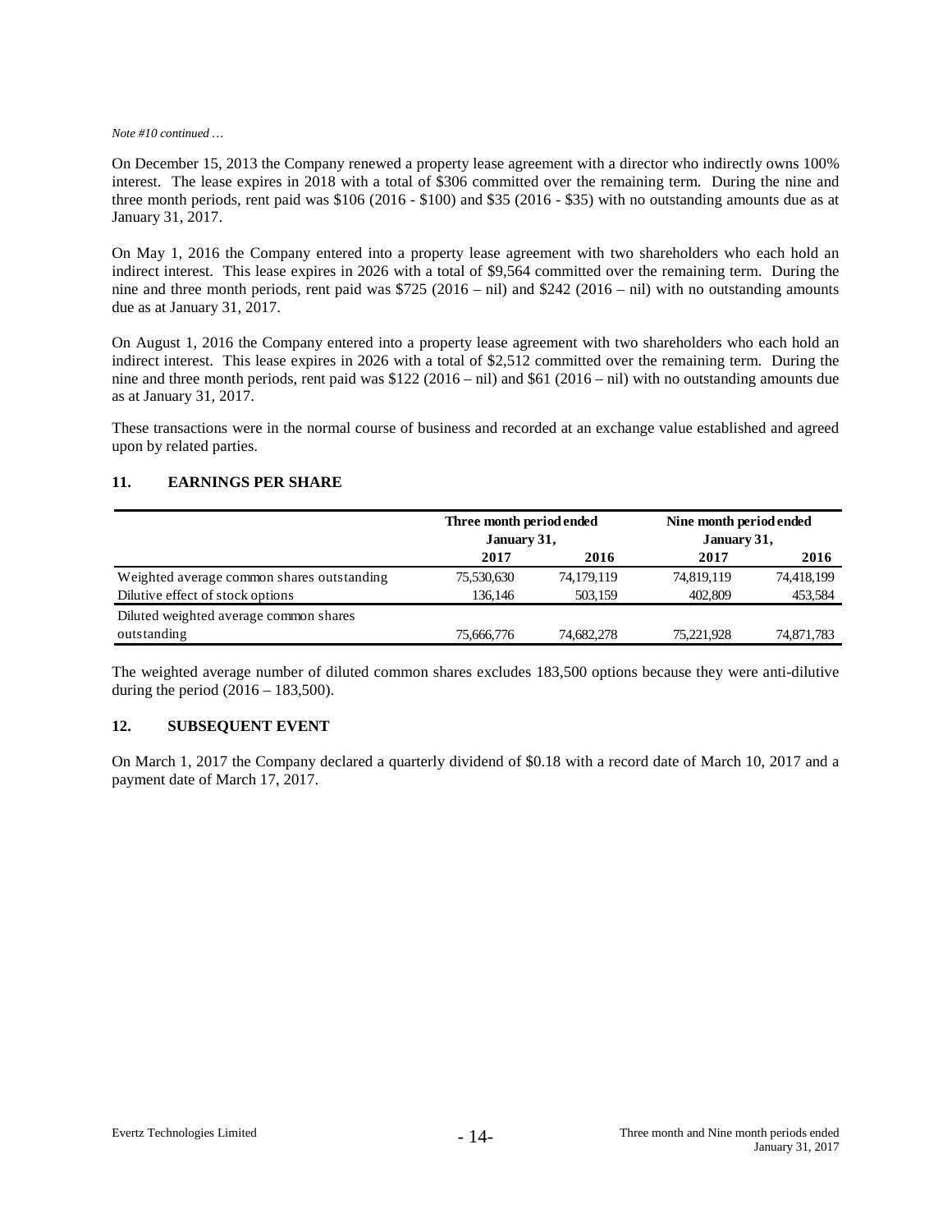*Note #10 continued …*

On December 15, 2013 the Company renewed a property lease agreement with a director who indirectly owns 100% interest. The lease expires in 2018 with a total of $306 committed over the remaining term. During the nine and three month periods, rent paid was $106 (2016 - $100) and $35 (2016 - $35) with no outstanding amounts due as at January 31, 2017.

On May 1, 2016 the Company entered into a property lease agreement with two shareholders who each hold an indirect interest. This lease expires in 2026 with a total of $9,564 committed over the remaining term. During the nine and three month periods, rent paid was $725 (2016 – nil) and $242 (2016 – nil) with no outstanding amounts due as at January 31, 2017.

On August 1, 2016 the Company entered into a property lease agreement with two shareholders who each hold an indirect interest. This lease expires in 2026 with a total of $2,512 committed over the remaining term. During the nine and three month periods, rent paid was $122 (2016 – nil) and $61 (2016 – nil) with no outstanding amounts due as at January 31, 2017.

These transactions were in the normal course of business and recorded at an exchange value established and agreed upon by related parties.

## 11. EARNINGS PER SHARE

| | Three month period ended January 31, | | Nine month period ended January 31, | |
|---|---|---|---|---|
| | **2017** | **2016** | **2017** | **2016** |
| Weighted average common shares outstanding | 75,530,630 | 74,179,119 | 74,819,119 | 74,418,199 |
| Dilutive effect of stock options | 136,146 | 503,159 | 402,809 | 453,584 |
| Diluted weighted average common shares outstanding | 75,666,776 | 74,682,278 | 75,221,928 | 74,871,783 |

The weighted average number of diluted common shares excludes 183,500 options because they were anti-dilutive during the period (2016 – 183,500).

## 12. SUBSEQUENT EVENT

On March 1, 2017 the Company declared a quarterly dividend of $0.18 with a record date of March 10, 2017 and a payment date of March 17, 2017.